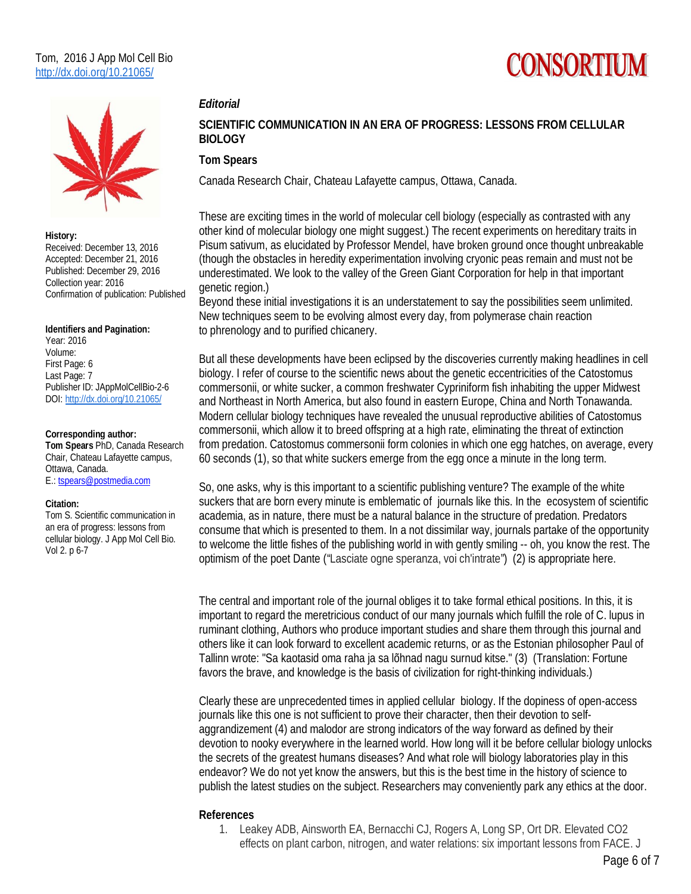*Editorial*

# SCIENTIFIC COMMUNICATION IN AN ERA OF PROGRESS: LESSONS FROM CELLULAR BIOLOGY

**Tom Spears**

Canada Research Chair, Chateau Lafayette campus, Ottawa, Canada.

**History:**
Received: December 13, 2016
Accepted: December 21, 2016
Published: December 29, 2016
Collection year: 2016
Confirmation of publication: Published

**Identifiers and Pagination:**
Year: 2016
Volume:
First Page: 6
Last Page: 7
Publisher ID: JAppMolCellBio-2-6
DOI: http://dx.doi.org/10.21065/

**Corresponding author:**
**Tom Spears** PhD, Canada Research Chair, Chateau Lafayette campus, Ottawa, Canada.
E.: tspears@postmedia.com

**Citation:**
Tom S. Scientific communication in an era of progress: lessons from cellular biology. J App Mol Cell Bio. Vol 2. p 6-7

These are exciting times in the world of molecular cell biology (especially as contrasted with any other kind of molecular biology one might suggest.) The recent experiments on hereditary traits in Pisum sativum, as elucidated by Professor Mendel, have broken ground once thought unbreakable (though the obstacles in heredity experimentation involving cryonic peas remain and must not be underestimated. We look to the valley of the Green Giant Corporation for help in that important genetic region.)
Beyond these initial investigations it is an understatement to say the possibilities seem unlimited. New techniques seem to be evolving almost every day, from polymerase chain reaction to phrenology and to purified chicanery.

But all these developments have been eclipsed by the discoveries currently making headlines in cell biology. I refer of course to the scientific news about the genetic eccentricities of the Catostomus commersonii, or white sucker, a common freshwater Cypriniform fish inhabiting the upper Midwest and Northeast in North America, but also found in eastern Europe, China and North Tonawanda. Modern cellular biology techniques have revealed the unusual reproductive abilities of Catostomus commersonii, which allow it to breed offspring at a high rate, eliminating the threat of extinction from predation. Catostomus commersonii form colonies in which one egg hatches, on average, every 60 seconds (1), so that white suckers emerge from the egg once a minute in the long term.

So, one asks, why is this important to a scientific publishing venture? The example of the white suckers that are born every minute is emblematic of journals like this. In the ecosystem of scientific academia, as in nature, there must be a natural balance in the structure of predation. Predators consume that which is presented to them. In a not dissimilar way, journals partake of the opportunity to welcome the little fishes of the publishing world in with gently smiling -- oh, you know the rest. The optimism of the poet Dante ("Lasciate ogne speranza, voi ch'intrate") (2) is appropriate here.

The central and important role of the journal obliges it to take formal ethical positions. In this, it is important to regard the meretricious conduct of our many journals which fulfill the role of C. lupus in ruminant clothing, Authors who produce important studies and share them through this journal and others like it can look forward to excellent academic returns, or as the Estonian philosopher Paul of Tallinn wrote: "Sa kaotasid oma raha ja sa lõhnad nagu surnud kitse." (3) (Translation: Fortune favors the brave, and knowledge is the basis of civilization for right-thinking individuals.)

Clearly these are unprecedented times in applied cellular biology. If the dopiness of open-access journals like this one is not sufficient to prove their character, then their devotion to self-aggrandizement (4) and malodor are strong indicators of the way forward as defined by their devotion to nooky everywhere in the learned world. How long will it be before cellular biology unlocks the secrets of the greatest humans diseases? And what role will biology laboratories play in this endeavor? We do not yet know the answers, but this is the best time in the history of science to publish the latest studies on the subject. Researchers may conveniently park any ethics at the door.

## References

1. Leakey ADB, Ainsworth EA, Bernacchi CJ, Rogers A, Long SP, Ort DR. Elevated CO2 effects on plant carbon, nitrogen, and water relations: six important lessons from FACE. J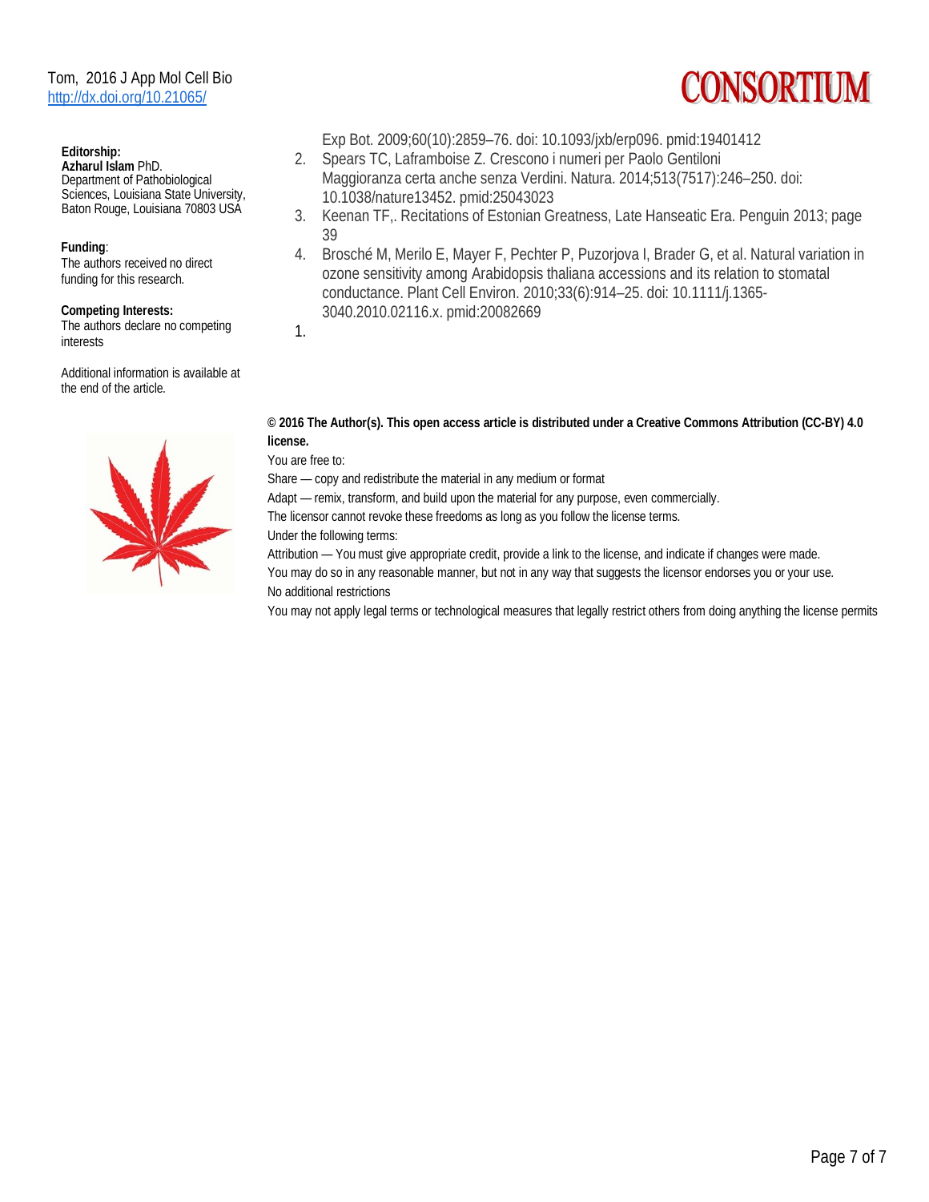**Editorship:**
**Azharul Islam** PhD.
Department of Pathobiological Sciences, Louisiana State University, Baton Rouge, Louisiana 70803 USA

**Funding**:
The authors received no direct funding for this research.

**Competing Interests:**
The authors declare no competing interests

Additional information is available at the end of the article.

Exp Bot. 2009;60(10):2859–76. doi: 10.1093/jxb/erp096. pmid:19401412

2. Spears TC, Laframboise Z. Crescono i numeri per Paolo Gentiloni Maggioranza certa anche senza Verdini. Natura. 2014;513(7517):246–250. doi: 10.1038/nature13452. pmid:25043023
3. Keenan TF,. Recitations of Estonian Greatness, Late Hanseatic Era. Penguin 2013; page 39
4. Brosché M, Merilo E, Mayer F, Pechter P, Puzorjova I, Brader G, et al. Natural variation in ozone sensitivity among Arabidopsis thaliana accessions and its relation to stomatal conductance. Plant Cell Environ. 2010;33(6):914–25. doi: 10.1111/j.1365-3040.2010.02116.x. pmid:20082669

1.

**© 2016 The Author(s). This open access article is distributed under a Creative Commons Attribution (CC-BY) 4.0 license.**

You are free to:

Share — copy and redistribute the material in any medium or format

Adapt — remix, transform, and build upon the material for any purpose, even commercially.

The licensor cannot revoke these freedoms as long as you follow the license terms.

Under the following terms:

Attribution — You must give appropriate credit, provide a link to the license, and indicate if changes were made.

You may do so in any reasonable manner, but not in any way that suggests the licensor endorses you or your use.

No additional restrictions

You may not apply legal terms or technological measures that legally restrict others from doing anything the license permits